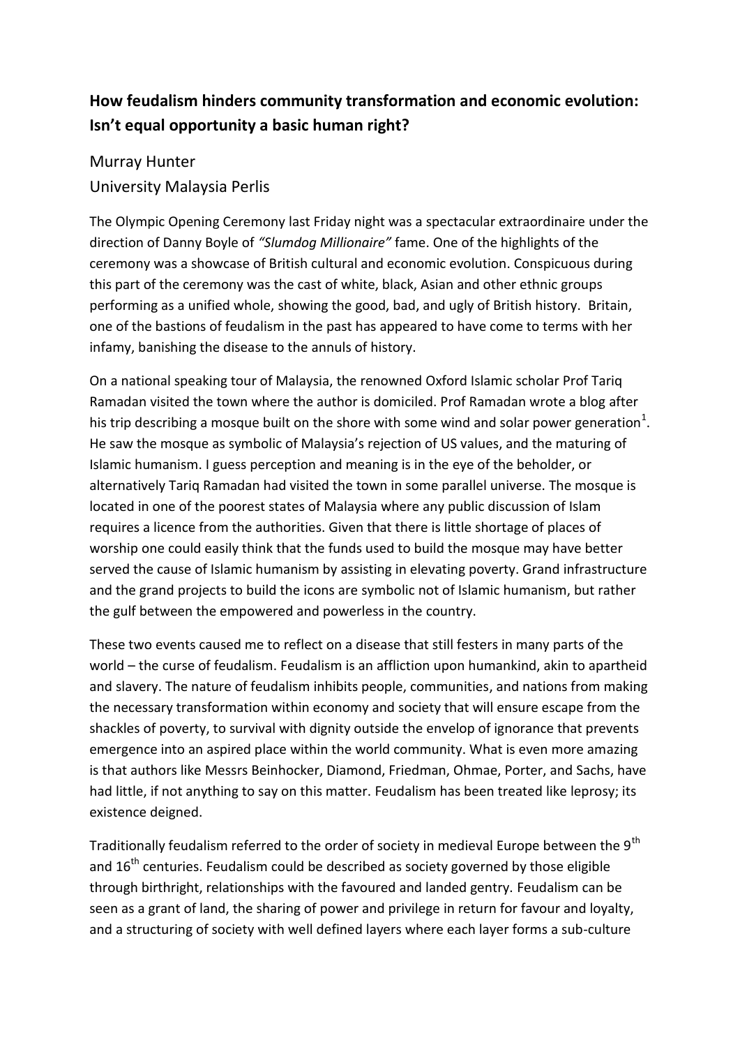# How feudalism hinders community transformation and economic evolution: Isn't equal opportunity a basic human right?

Murray Hunter
University Malaysia Perlis

The Olympic Opening Ceremony last Friday night was a spectacular extraordinaire under the direction of Danny Boyle of *"Slumdog Millionaire"* fame. One of the highlights of the ceremony was a showcase of British cultural and economic evolution. Conspicuous during this part of the ceremony was the cast of white, black, Asian and other ethnic groups performing as a unified whole, showing the good, bad, and ugly of British history. Britain, one of the bastions of feudalism in the past has appeared to have come to terms with her infamy, banishing the disease to the annuls of history.

On a national speaking tour of Malaysia, the renowned Oxford Islamic scholar Prof Tariq Ramadan visited the town where the author is domiciled. Prof Ramadan wrote a blog after his trip describing a mosque built on the shore with some wind and solar power generation[1]. He saw the mosque as symbolic of Malaysia's rejection of US values, and the maturing of Islamic humanism. I guess perception and meaning is in the eye of the beholder, or alternatively Tariq Ramadan had visited the town in some parallel universe. The mosque is located in one of the poorest states of Malaysia where any public discussion of Islam requires a licence from the authorities. Given that there is little shortage of places of worship one could easily think that the funds used to build the mosque may have better served the cause of Islamic humanism by assisting in elevating poverty. Grand infrastructure and the grand projects to build the icons are symbolic not of Islamic humanism, but rather the gulf between the empowered and powerless in the country.

These two events caused me to reflect on a disease that still festers in many parts of the world – the curse of feudalism. Feudalism is an affliction upon humankind, akin to apartheid and slavery. The nature of feudalism inhibits people, communities, and nations from making the necessary transformation within economy and society that will ensure escape from the shackles of poverty, to survival with dignity outside the envelop of ignorance that prevents emergence into an aspired place within the world community. What is even more amazing is that authors like Messrs Beinhocker, Diamond, Friedman, Ohmae, Porter, and Sachs, have had little, if not anything to say on this matter. Feudalism has been treated like leprosy; its existence deigned.

Traditionally feudalism referred to the order of society in medieval Europe between the 9th and 16th centuries. Feudalism could be described as society governed by those eligible through birthright, relationships with the favoured and landed gentry. Feudalism can be seen as a grant of land, the sharing of power and privilege in return for favour and loyalty, and a structuring of society with well defined layers where each layer forms a sub-culture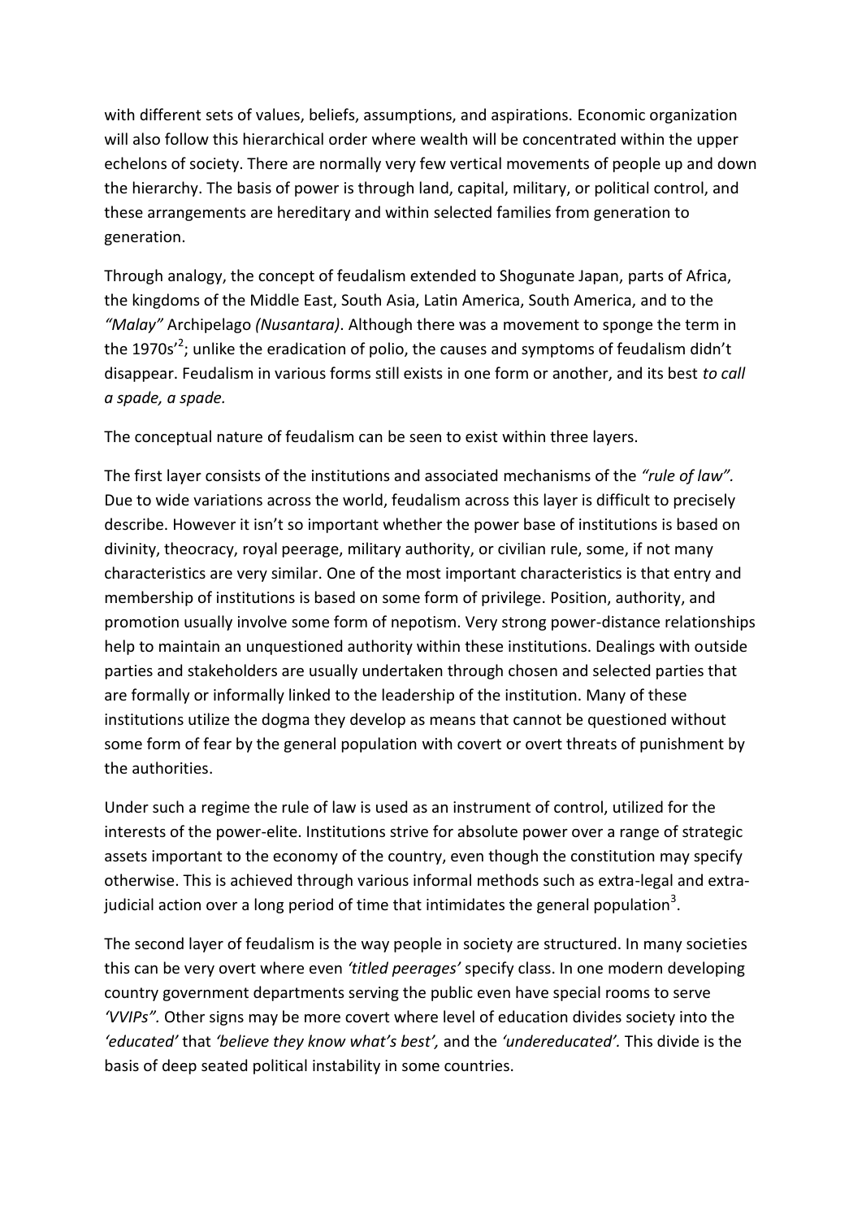with different sets of values, beliefs, assumptions, and aspirations. Economic organization will also follow this hierarchical order where wealth will be concentrated within the upper echelons of society. There are normally very few vertical movements of people up and down the hierarchy. The basis of power is through land, capital, military, or political control, and these arrangements are hereditary and within selected families from generation to generation.

Through analogy, the concept of feudalism extended to Shogunate Japan, parts of Africa, the kingdoms of the Middle East, South Asia, Latin America, South America, and to the *"Malay"* Archipelago *(Nusantara)*. Although there was a movement to sponge the term in the 1970s'[2]; unlike the eradication of polio, the causes and symptoms of feudalism didn't disappear. Feudalism in various forms still exists in one form or another, and its best *to call a spade, a spade.*

The conceptual nature of feudalism can be seen to exist within three layers.

The first layer consists of the institutions and associated mechanisms of the *"rule of law".* Due to wide variations across the world, feudalism across this layer is difficult to precisely describe. However it isn't so important whether the power base of institutions is based on divinity, theocracy, royal peerage, military authority, or civilian rule, some, if not many characteristics are very similar. One of the most important characteristics is that entry and membership of institutions is based on some form of privilege. Position, authority, and promotion usually involve some form of nepotism. Very strong power-distance relationships help to maintain an unquestioned authority within these institutions. Dealings with outside parties and stakeholders are usually undertaken through chosen and selected parties that are formally or informally linked to the leadership of the institution. Many of these institutions utilize the dogma they develop as means that cannot be questioned without some form of fear by the general population with covert or overt threats of punishment by the authorities.

Under such a regime the rule of law is used as an instrument of control, utilized for the interests of the power-elite. Institutions strive for absolute power over a range of strategic assets important to the economy of the country, even though the constitution may specify otherwise. This is achieved through various informal methods such as extra-legal and extra-judicial action over a long period of time that intimidates the general population[3].

The second layer of feudalism is the way people in society are structured. In many societies this can be very overt where even *'titled peerages'* specify class. In one modern developing country government departments serving the public even have special rooms to serve *'VVIPs".* Other signs may be more covert where level of education divides society into the *'educated'* that *'believe they know what's best',* and the *'undereducated'.* This divide is the basis of deep seated political instability in some countries.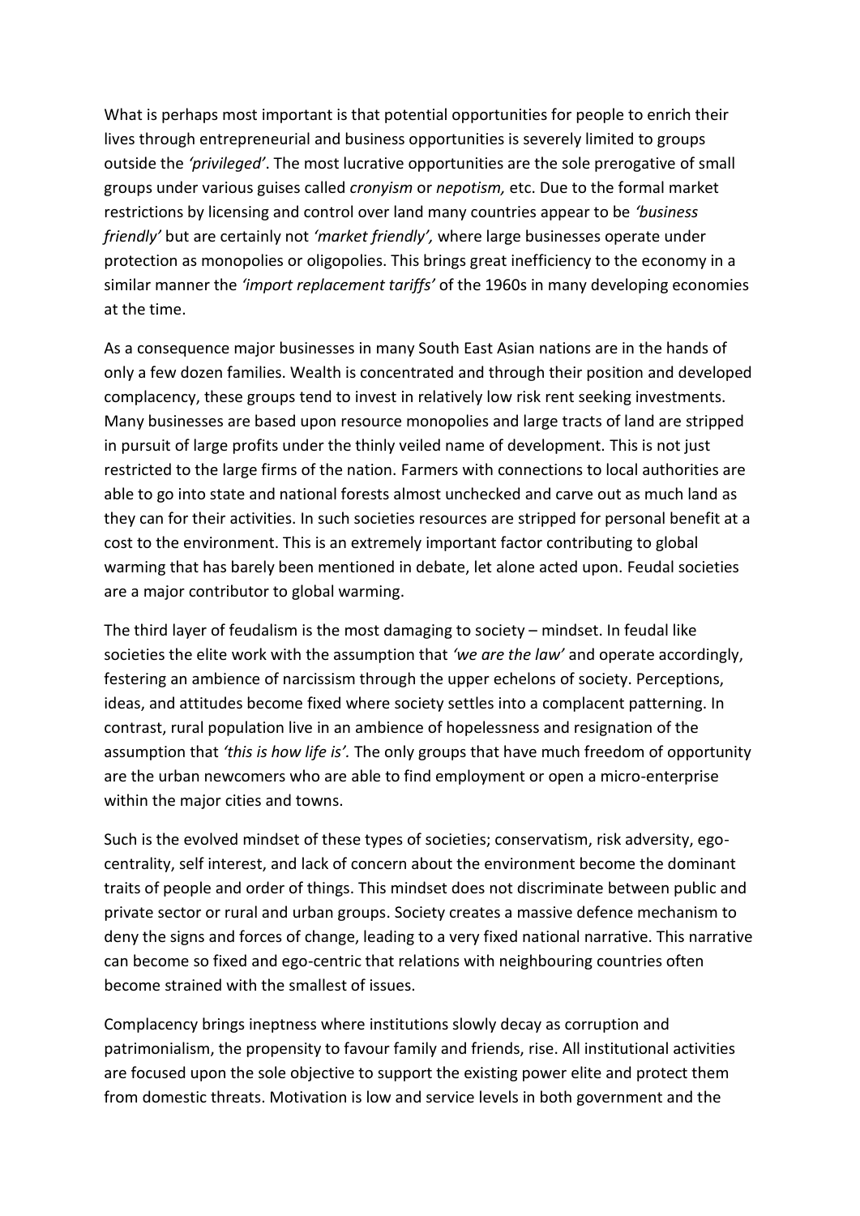What is perhaps most important is that potential opportunities for people to enrich their lives through entrepreneurial and business opportunities is severely limited to groups outside the *'privileged'*. The most lucrative opportunities are the sole prerogative of small groups under various guises called *cronyism* or *nepotism,* etc. Due to the formal market restrictions by licensing and control over land many countries appear to be *'business friendly'* but are certainly not *'market friendly',* where large businesses operate under protection as monopolies or oligopolies. This brings great inefficiency to the economy in a similar manner the *'import replacement tariffs'* of the 1960s in many developing economies at the time.

As a consequence major businesses in many South East Asian nations are in the hands of only a few dozen families. Wealth is concentrated and through their position and developed complacency, these groups tend to invest in relatively low risk rent seeking investments. Many businesses are based upon resource monopolies and large tracts of land are stripped in pursuit of large profits under the thinly veiled name of development. This is not just restricted to the large firms of the nation. Farmers with connections to local authorities are able to go into state and national forests almost unchecked and carve out as much land as they can for their activities. In such societies resources are stripped for personal benefit at a cost to the environment. This is an extremely important factor contributing to global warming that has barely been mentioned in debate, let alone acted upon. Feudal societies are a major contributor to global warming.

The third layer of feudalism is the most damaging to society – mindset. In feudal like societies the elite work with the assumption that *'we are the law'* and operate accordingly, festering an ambience of narcissism through the upper echelons of society. Perceptions, ideas, and attitudes become fixed where society settles into a complacent patterning. In contrast, rural population live in an ambience of hopelessness and resignation of the assumption that *'this is how life is'.* The only groups that have much freedom of opportunity are the urban newcomers who are able to find employment or open a micro-enterprise within the major cities and towns.

Such is the evolved mindset of these types of societies; conservatism, risk adversity, ego-centrality, self interest, and lack of concern about the environment become the dominant traits of people and order of things. This mindset does not discriminate between public and private sector or rural and urban groups. Society creates a massive defence mechanism to deny the signs and forces of change, leading to a very fixed national narrative. This narrative can become so fixed and ego-centric that relations with neighbouring countries often become strained with the smallest of issues.

Complacency brings ineptness where institutions slowly decay as corruption and patrimonialism, the propensity to favour family and friends, rise. All institutional activities are focused upon the sole objective to support the existing power elite and protect them from domestic threats. Motivation is low and service levels in both government and the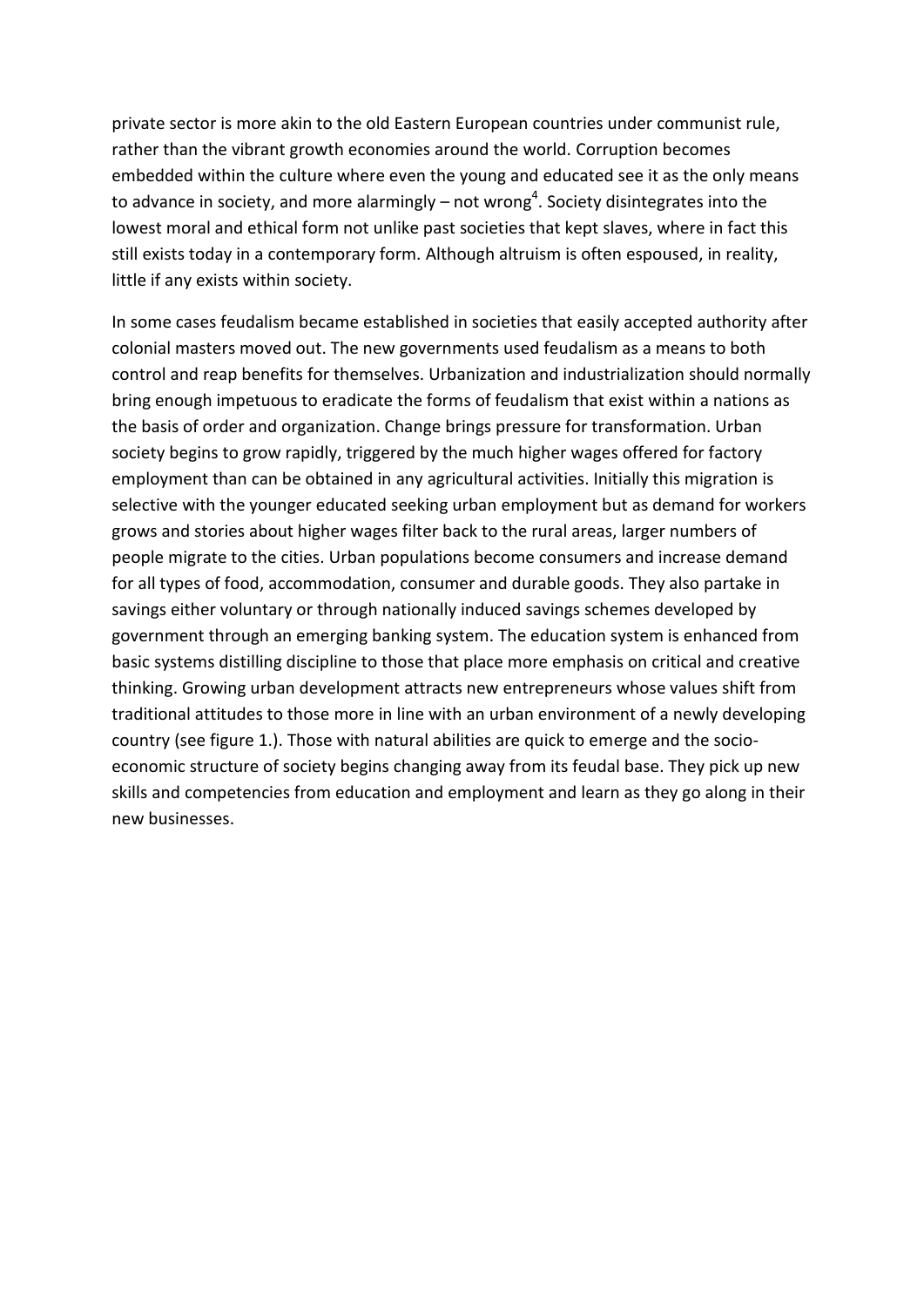private sector is more akin to the old Eastern European countries under communist rule, rather than the vibrant growth economies around the world. Corruption becomes embedded within the culture where even the young and educated see it as the only means to advance in society, and more alarmingly – not wrong[4]. Society disintegrates into the lowest moral and ethical form not unlike past societies that kept slaves, where in fact this still exists today in a contemporary form. Although altruism is often espoused, in reality, little if any exists within society.

In some cases feudalism became established in societies that easily accepted authority after colonial masters moved out. The new governments used feudalism as a means to both control and reap benefits for themselves. Urbanization and industrialization should normally bring enough impetuous to eradicate the forms of feudalism that exist within a nations as the basis of order and organization. Change brings pressure for transformation. Urban society begins to grow rapidly, triggered by the much higher wages offered for factory employment than can be obtained in any agricultural activities. Initially this migration is selective with the younger educated seeking urban employment but as demand for workers grows and stories about higher wages filter back to the rural areas, larger numbers of people migrate to the cities. Urban populations become consumers and increase demand for all types of food, accommodation, consumer and durable goods. They also partake in savings either voluntary or through nationally induced savings schemes developed by government through an emerging banking system. The education system is enhanced from basic systems distilling discipline to those that place more emphasis on critical and creative thinking. Growing urban development attracts new entrepreneurs whose values shift from traditional attitudes to those more in line with an urban environment of a newly developing country (see figure 1.). Those with natural abilities are quick to emerge and the socio-economic structure of society begins changing away from its feudal base. They pick up new skills and competencies from education and employment and learn as they go along in their new businesses.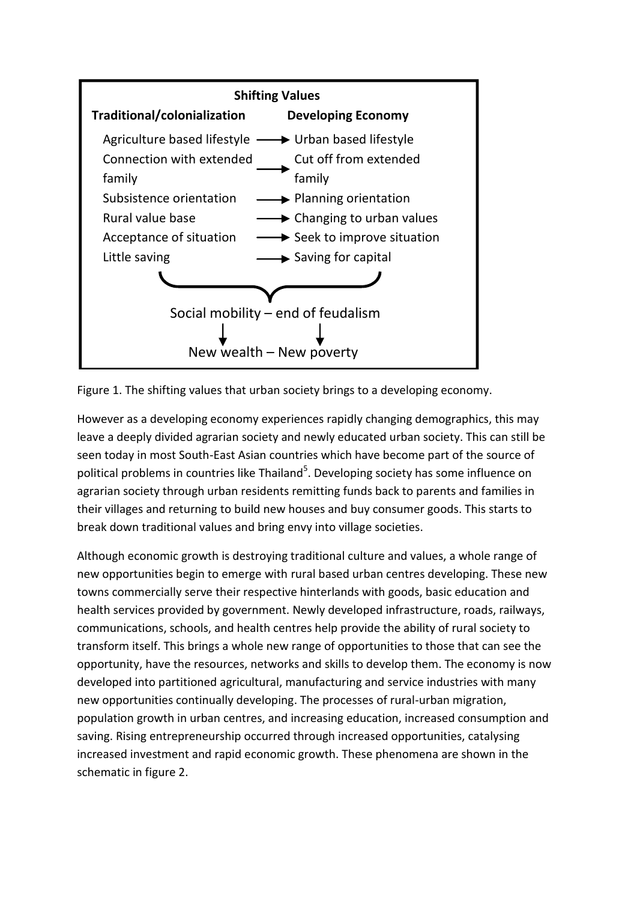**Shifting Values**

| Traditional/colonialization | | Developing Economy |
| --- | --- | --- |
| Agriculture based lifestyle | → | Urban based lifestyle |
| Connection with extended family | → | Cut off from extended family |
| Subsistence orientation | → | Planning orientation |
| Rural value base | → | Changing to urban values |
| Acceptance of situation | → | Seek to improve situation |
| Little saving | → | Saving for capital |

Social mobility – end of feudalism

↓ ↓

New wealth – New poverty

Figure 1. The shifting values that urban society brings to a developing economy.

However as a developing economy experiences rapidly changing demographics, this may leave a deeply divided agrarian society and newly educated urban society. This can still be seen today in most South-East Asian countries which have become part of the source of political problems in countries like Thailand[5]. Developing society has some influence on agrarian society through urban residents remitting funds back to parents and families in their villages and returning to build new houses and buy consumer goods. This starts to break down traditional values and bring envy into village societies.

Although economic growth is destroying traditional culture and values, a whole range of new opportunities begin to emerge with rural based urban centres developing. These new towns commercially serve their respective hinterlands with goods, basic education and health services provided by government. Newly developed infrastructure, roads, railways, communications, schools, and health centres help provide the ability of rural society to transform itself. This brings a whole new range of opportunities to those that can see the opportunity, have the resources, networks and skills to develop them. The economy is now developed into partitioned agricultural, manufacturing and service industries with many new opportunities continually developing. The processes of rural-urban migration, population growth in urban centres, and increasing education, increased consumption and saving. Rising entrepreneurship occurred through increased opportunities, catalysing increased investment and rapid economic growth. These phenomena are shown in the schematic in figure 2.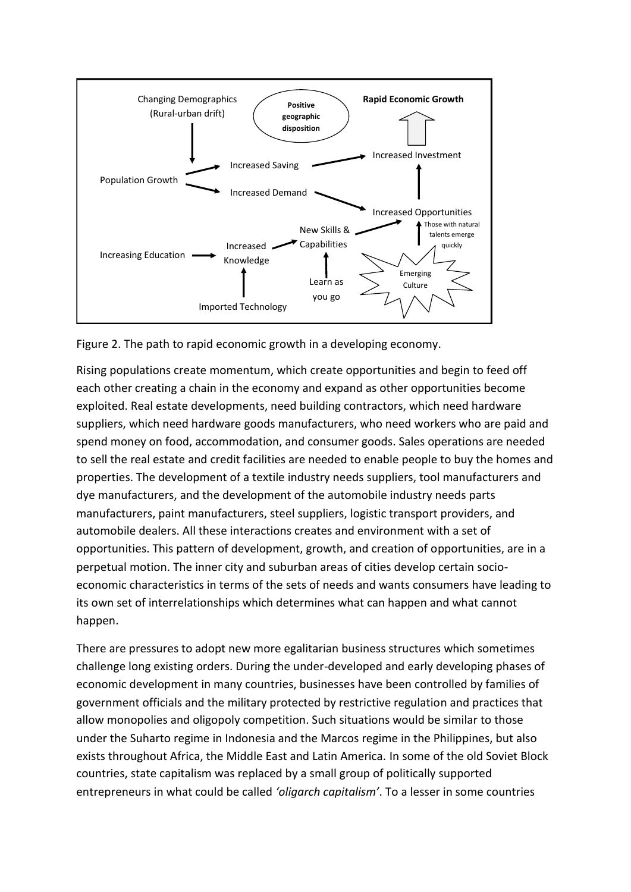Figure 2. The path to rapid economic growth in a developing economy.

Rising populations create momentum, which create opportunities and begin to feed off each other creating a chain in the economy and expand as other opportunities become exploited. Real estate developments, need building contractors, which need hardware suppliers, which need hardware goods manufacturers, who need workers who are paid and spend money on food, accommodation, and consumer goods. Sales operations are needed to sell the real estate and credit facilities are needed to enable people to buy the homes and properties. The development of a textile industry needs suppliers, tool manufacturers and dye manufacturers, and the development of the automobile industry needs parts manufacturers, paint manufacturers, steel suppliers, logistic transport providers, and automobile dealers. All these interactions creates and environment with a set of opportunities. This pattern of development, growth, and creation of opportunities, are in a perpetual motion. The inner city and suburban areas of cities develop certain socio-economic characteristics in terms of the sets of needs and wants consumers have leading to its own set of interrelationships which determines what can happen and what cannot happen.

There are pressures to adopt new more egalitarian business structures which sometimes challenge long existing orders. During the under-developed and early developing phases of economic development in many countries, businesses have been controlled by families of government officials and the military protected by restrictive regulation and practices that allow monopolies and oligopoly competition. Such situations would be similar to those under the Suharto regime in Indonesia and the Marcos regime in the Philippines, but also exists throughout Africa, the Middle East and Latin America. In some of the old Soviet Block countries, state capitalism was replaced by a small group of politically supported entrepreneurs in what could be called *'oligarch capitalism'*. To a lesser in some countries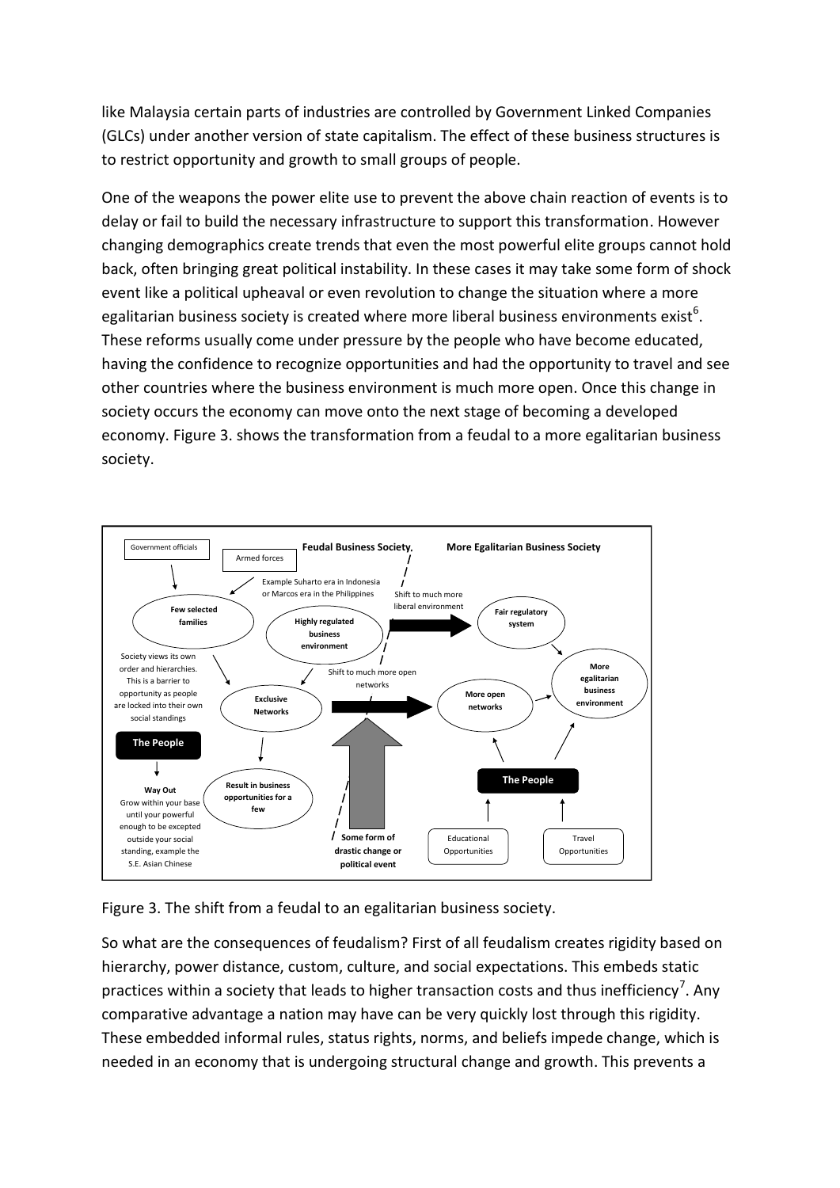like Malaysia certain parts of industries are controlled by Government Linked Companies (GLCs) under another version of state capitalism. The effect of these business structures is to restrict opportunity and growth to small groups of people.

One of the weapons the power elite use to prevent the above chain reaction of events is to delay or fail to build the necessary infrastructure to support this transformation. However changing demographics create trends that even the most powerful elite groups cannot hold back, often bringing great political instability. In these cases it may take some form of shock event like a political upheaval or even revolution to change the situation where a more egalitarian business society is created where more liberal business environments exist[6]. These reforms usually come under pressure by the people who have become educated, having the confidence to recognize opportunities and had the opportunity to travel and see other countries where the business environment is much more open. Once this change in society occurs the economy can move onto the next stage of becoming a developed economy. Figure 3. shows the transformation from a feudal to a more egalitarian business society.

**Feudal Business Society** | **More Egalitarian Business Society**

Government officials · Armed forces · Example Suharto era in Indonesia or Marcos era in the Philippines · Few selected families · Highly regulated business environment · Society views its own order and hierarchies. This is a barrier to opportunity as people are locked into their own social standings · Exclusive Networks · The People · Way Out: Grow within your base until your powerful enough to be excepted outside your social standing, example the S.E. Asian Chinese · Result in business opportunities for a few · Shift to much more liberal environment · Shift to much more open networks · Some form of drastic change or political event · Fair regulatory system · More open networks · More egalitarian business environment · The People · Educational Opportunities · Travel Opportunities

Figure 3. The shift from a feudal to an egalitarian business society.

So what are the consequences of feudalism? First of all feudalism creates rigidity based on hierarchy, power distance, custom, culture, and social expectations. This embeds static practices within a society that leads to higher transaction costs and thus inefficiency[7]. Any comparative advantage a nation may have can be very quickly lost through this rigidity. These embedded informal rules, status rights, norms, and beliefs impede change, which is needed in an economy that is undergoing structural change and growth. This prevents a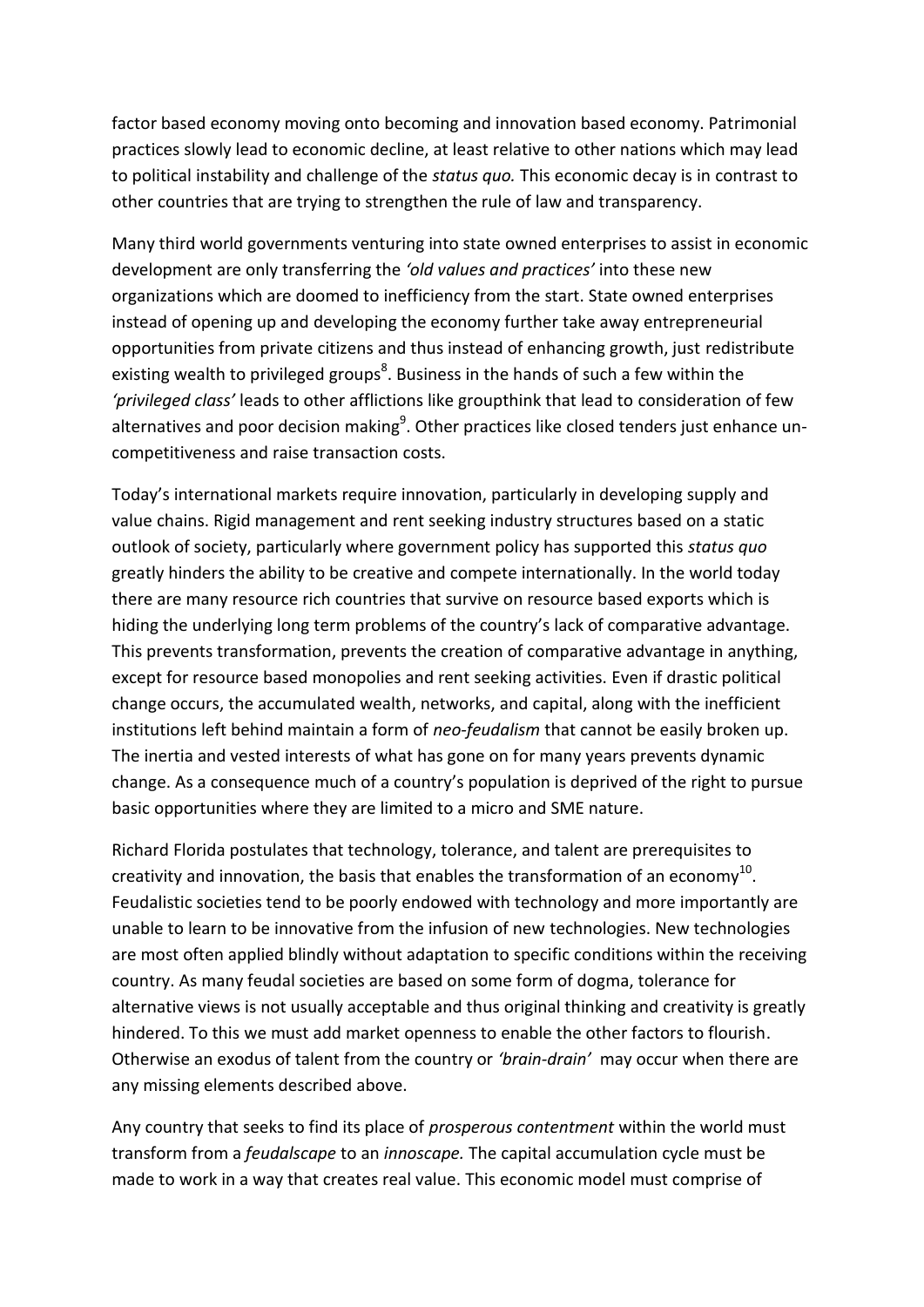factor based economy moving onto becoming and innovation based economy. Patrimonial practices slowly lead to economic decline, at least relative to other nations which may lead to political instability and challenge of the *status quo.* This economic decay is in contrast to other countries that are trying to strengthen the rule of law and transparency.

Many third world governments venturing into state owned enterprises to assist in economic development are only transferring the *'old values and practices'* into these new organizations which are doomed to inefficiency from the start. State owned enterprises instead of opening up and developing the economy further take away entrepreneurial opportunities from private citizens and thus instead of enhancing growth, just redistribute existing wealth to privileged groups[8]. Business in the hands of such a few within the *'privileged class'* leads to other afflictions like groupthink that lead to consideration of few alternatives and poor decision making[9]. Other practices like closed tenders just enhance un-competitiveness and raise transaction costs.

Today's international markets require innovation, particularly in developing supply and value chains. Rigid management and rent seeking industry structures based on a static outlook of society, particularly where government policy has supported this *status quo* greatly hinders the ability to be creative and compete internationally. In the world today there are many resource rich countries that survive on resource based exports which is hiding the underlying long term problems of the country's lack of comparative advantage. This prevents transformation, prevents the creation of comparative advantage in anything, except for resource based monopolies and rent seeking activities. Even if drastic political change occurs, the accumulated wealth, networks, and capital, along with the inefficient institutions left behind maintain a form of *neo-feudalism* that cannot be easily broken up. The inertia and vested interests of what has gone on for many years prevents dynamic change. As a consequence much of a country's population is deprived of the right to pursue basic opportunities where they are limited to a micro and SME nature.

Richard Florida postulates that technology, tolerance, and talent are prerequisites to creativity and innovation, the basis that enables the transformation of an economy[10]. Feudalistic societies tend to be poorly endowed with technology and more importantly are unable to learn to be innovative from the infusion of new technologies. New technologies are most often applied blindly without adaptation to specific conditions within the receiving country. As many feudal societies are based on some form of dogma, tolerance for alternative views is not usually acceptable and thus original thinking and creativity is greatly hindered. To this we must add market openness to enable the other factors to flourish. Otherwise an exodus of talent from the country or *'brain-drain'* may occur when there are any missing elements described above.

Any country that seeks to find its place of *prosperous contentment* within the world must transform from a *feudalscape* to an *innoscape.* The capital accumulation cycle must be made to work in a way that creates real value. This economic model must comprise of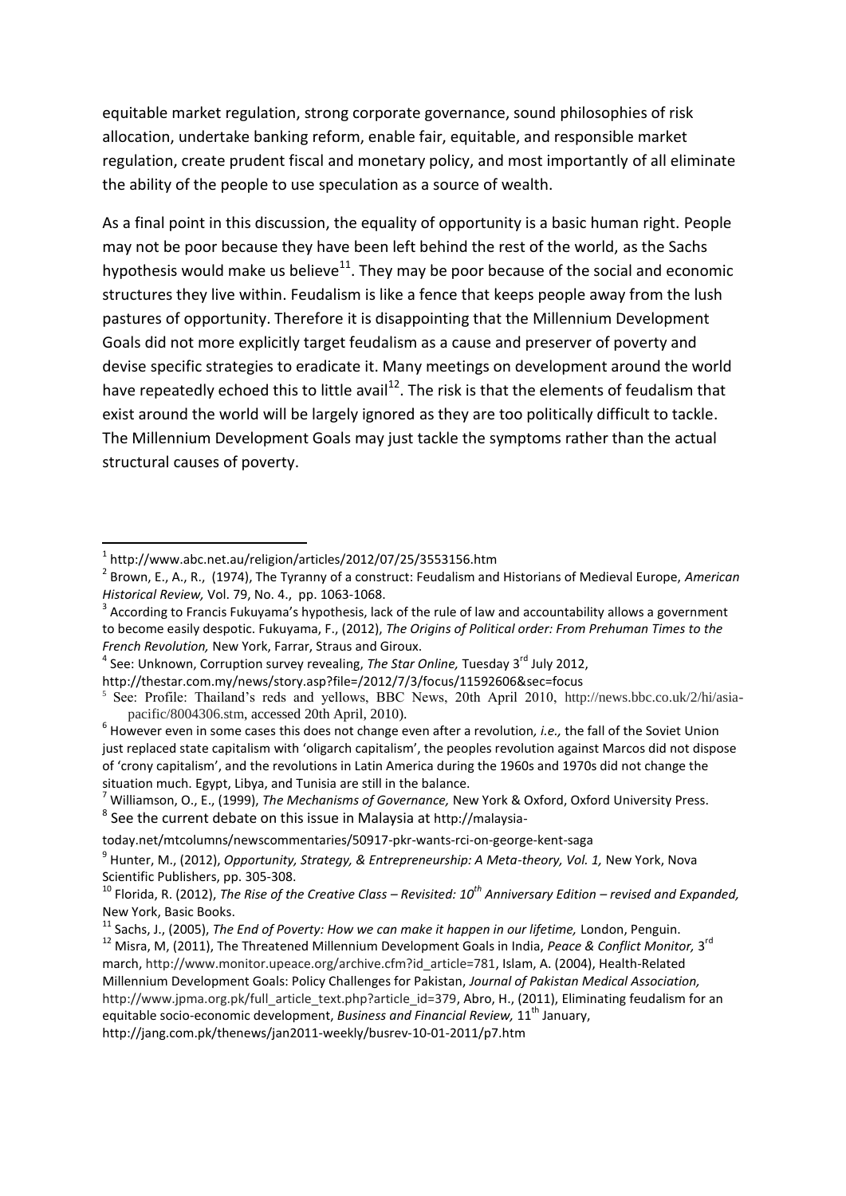equitable market regulation, strong corporate governance, sound philosophies of risk allocation, undertake banking reform, enable fair, equitable, and responsible market regulation, create prudent fiscal and monetary policy, and most importantly of all eliminate the ability of the people to use speculation as a source of wealth.

As a final point in this discussion, the equality of opportunity is a basic human right. People may not be poor because they have been left behind the rest of the world, as the Sachs hypothesis would make us believe[11]. They may be poor because of the social and economic structures they live within. Feudalism is like a fence that keeps people away from the lush pastures of opportunity. Therefore it is disappointing that the Millennium Development Goals did not more explicitly target feudalism as a cause and preserver of poverty and devise specific strategies to eradicate it. Many meetings on development around the world have repeatedly echoed this to little avail[12]. The risk is that the elements of feudalism that exist around the world will be largely ignored as they are too politically difficult to tackle. The Millennium Development Goals may just tackle the symptoms rather than the actual structural causes of poverty.

---

[1] http://www.abc.net.au/religion/articles/2012/07/25/3553156.htm

[2] Brown, E., A., R., (1974), The Tyranny of a construct: Feudalism and Historians of Medieval Europe, *American Historical Review,* Vol. 79, No. 4., pp. 1063-1068.

[3] According to Francis Fukuyama's hypothesis, lack of the rule of law and accountability allows a government to become easily despotic. Fukuyama, F., (2012), *The Origins of Political order: From Prehuman Times to the French Revolution,* New York, Farrar, Straus and Giroux.

[4] See: Unknown, Corruption survey revealing, *The Star Online,* Tuesday 3rd July 2012, http://thestar.com.my/news/story.asp?file=/2012/7/3/focus/11592606&sec=focus

[5] See: Profile: Thailand's reds and yellows, BBC News, 20th April 2010, http://news.bbc.co.uk/2/hi/asia-pacific/8004306.stm, accessed 20th April, 2010).

[6] However even in some cases this does not change even after a revolution*, i.e.,* the fall of the Soviet Union just replaced state capitalism with 'oligarch capitalism', the peoples revolution against Marcos did not dispose of 'crony capitalism', and the revolutions in Latin America during the 1960s and 1970s did not change the situation much. Egypt, Libya, and Tunisia are still in the balance.

[7] Williamson, O., E., (1999), *The Mechanisms of Governance,* New York & Oxford, Oxford University Press.

[8] See the current debate on this issue in Malaysia at http://malaysia-today.net/mtcolumns/newscommentaries/50917-pkr-wants-rci-on-george-kent-saga

[9] Hunter, M., (2012), *Opportunity, Strategy, & Entrepreneurship: A Meta-theory, Vol. 1,* New York, Nova Scientific Publishers, pp. 305-308.

[10] Florida, R. (2012), *The Rise of the Creative Class – Revisited: 10th Anniversary Edition – revised and Expanded,* New York, Basic Books.

[11] Sachs, J., (2005), *The End of Poverty: How we can make it happen in our lifetime,* London, Penguin.

[12] Misra, M, (2011), The Threatened Millennium Development Goals in India, *Peace & Conflict Monitor,* 3rd march, http://www.monitor.upeace.org/archive.cfm?id_article=781, Islam, A. (2004), Health-Related Millennium Development Goals: Policy Challenges for Pakistan, *Journal of Pakistan Medical Association,* http://www.jpma.org.pk/full_article_text.php?article_id=379, Abro, H., (2011), Eliminating feudalism for an equitable socio-economic development, *Business and Financial Review,* 11th January, http://jang.com.pk/thenews/jan2011-weekly/busrev-10-01-2011/p7.htm